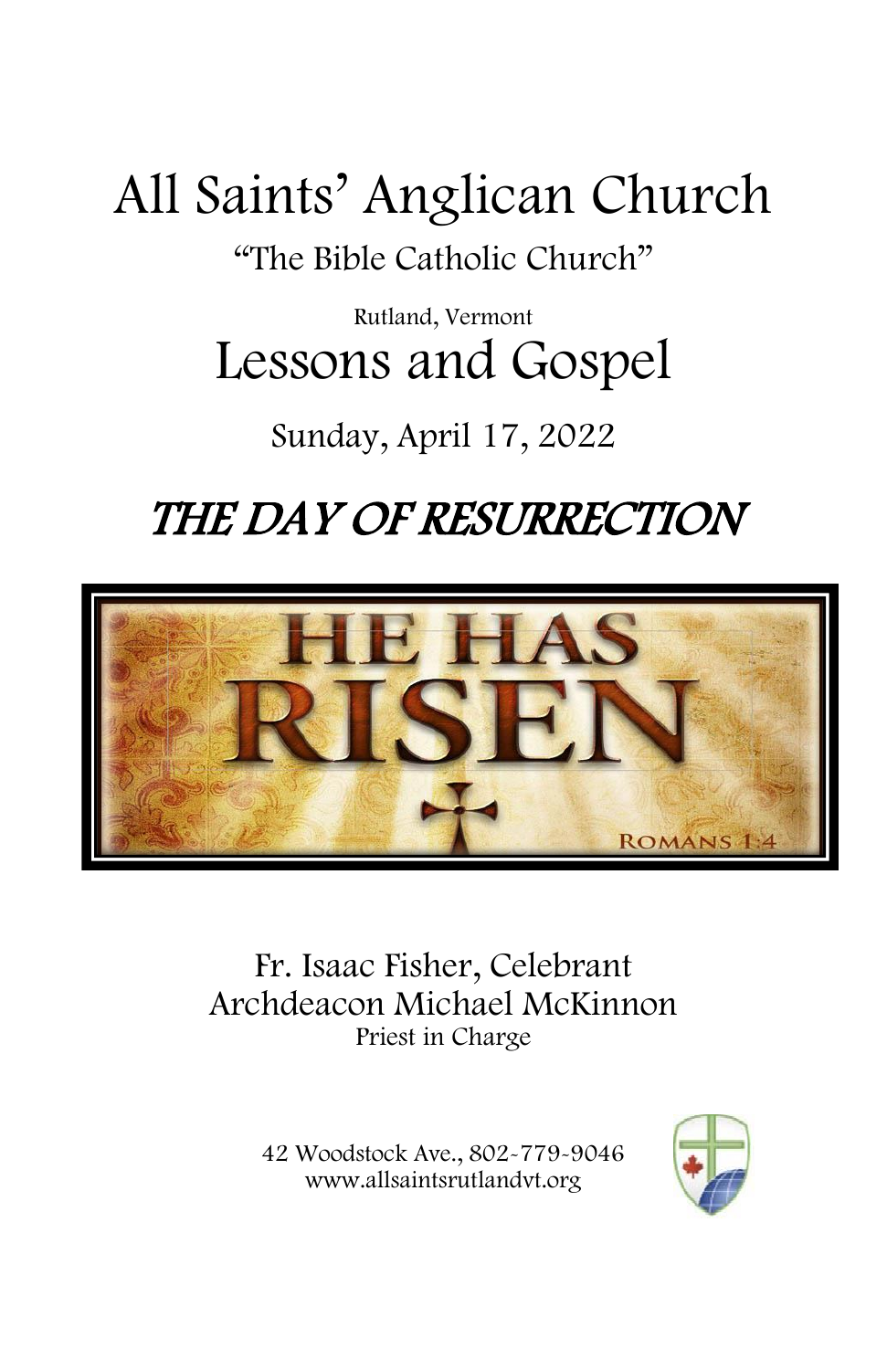# All Saints' Anglican Church

"The Bible Catholic Church"

Rutland, Vermont

## Lessons and Gospel

Sunday, April 17, 2022

## *THE DAY OF RESURRECTION*

HE HAS RISEN

ROMANS 1:4

Fr. Isaac Fisher, Celebrant
Archdeacon Michael McKinnon
Priest in Charge

42 Woodstock Ave., 802-779-9046
www.allsaintsrutlandvt.org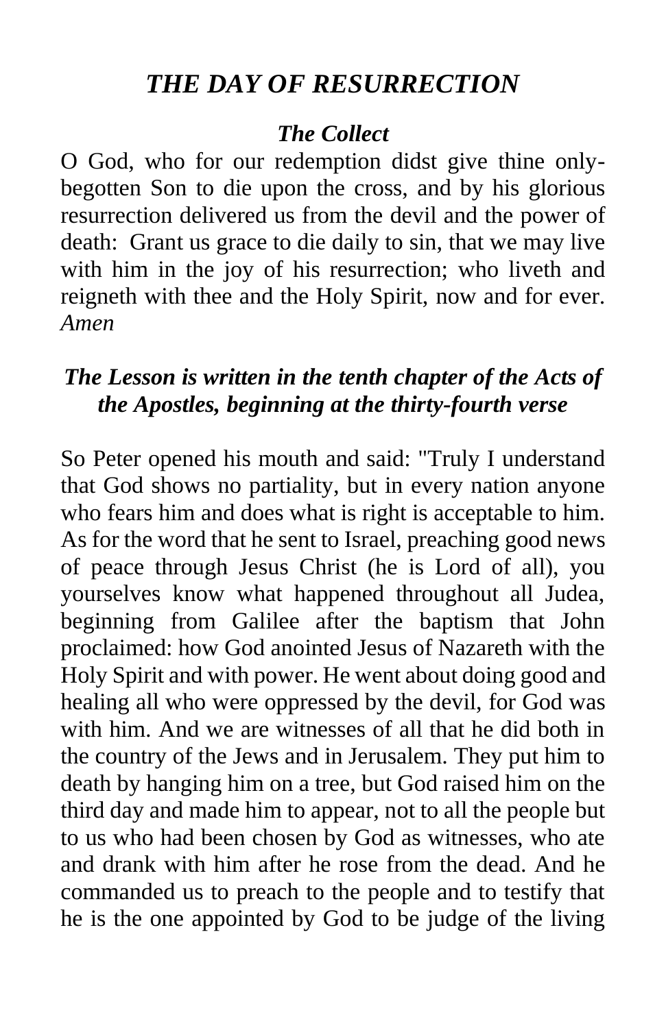# *THE DAY OF RESURRECTION*

## *The Collect*

O God, who for our redemption didst give thine only-begotten Son to die upon the cross, and by his glorious resurrection delivered us from the devil and the power of death: Grant us grace to die daily to sin, that we may live with him in the joy of his resurrection; who liveth and reigneth with thee and the Holy Spirit, now and for ever. *Amen*

## *The Lesson is written in the tenth chapter of the Acts of the Apostles, beginning at the thirty-fourth verse*

So Peter opened his mouth and said: "Truly I understand that God shows no partiality, but in every nation anyone who fears him and does what is right is acceptable to him. As for the word that he sent to Israel, preaching good news of peace through Jesus Christ (he is Lord of all), you yourselves know what happened throughout all Judea, beginning from Galilee after the baptism that John proclaimed: how God anointed Jesus of Nazareth with the Holy Spirit and with power. He went about doing good and healing all who were oppressed by the devil, for God was with him. And we are witnesses of all that he did both in the country of the Jews and in Jerusalem. They put him to death by hanging him on a tree, but God raised him on the third day and made him to appear, not to all the people but to us who had been chosen by God as witnesses, who ate and drank with him after he rose from the dead. And he commanded us to preach to the people and to testify that he is the one appointed by God to be judge of the living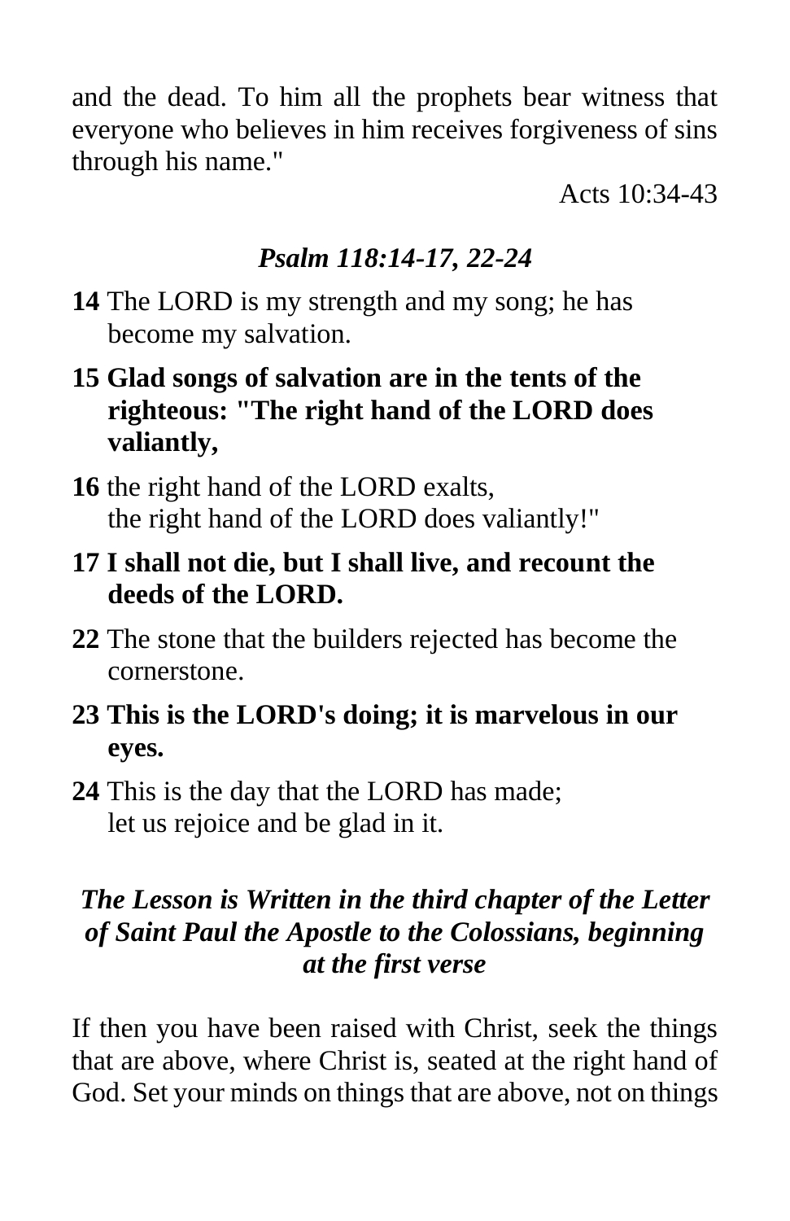and the dead. To him all the prophets bear witness that everyone who believes in him receives forgiveness of sins through his name."

Acts 10:34-43

### *Psalm 118:14-17, 22-24*

**14** The LORD is my strength and my song; he has become my salvation.

**15 Glad songs of salvation are in the tents of the righteous: "The right hand of the LORD does valiantly,**

**16** the right hand of the LORD exalts,
the right hand of the LORD does valiantly!"

**17 I shall not die, but I shall live, and recount the deeds of the LORD.**

**22** The stone that the builders rejected has become the cornerstone.

**23 This is the LORD's doing; it is marvelous in our eyes.**

**24** This is the day that the LORD has made;
let us rejoice and be glad in it.

### *The Lesson is Written in the third chapter of the Letter of Saint Paul the Apostle to the Colossians, beginning at the first verse*

If then you have been raised with Christ, seek the things that are above, where Christ is, seated at the right hand of God. Set your minds on things that are above, not on things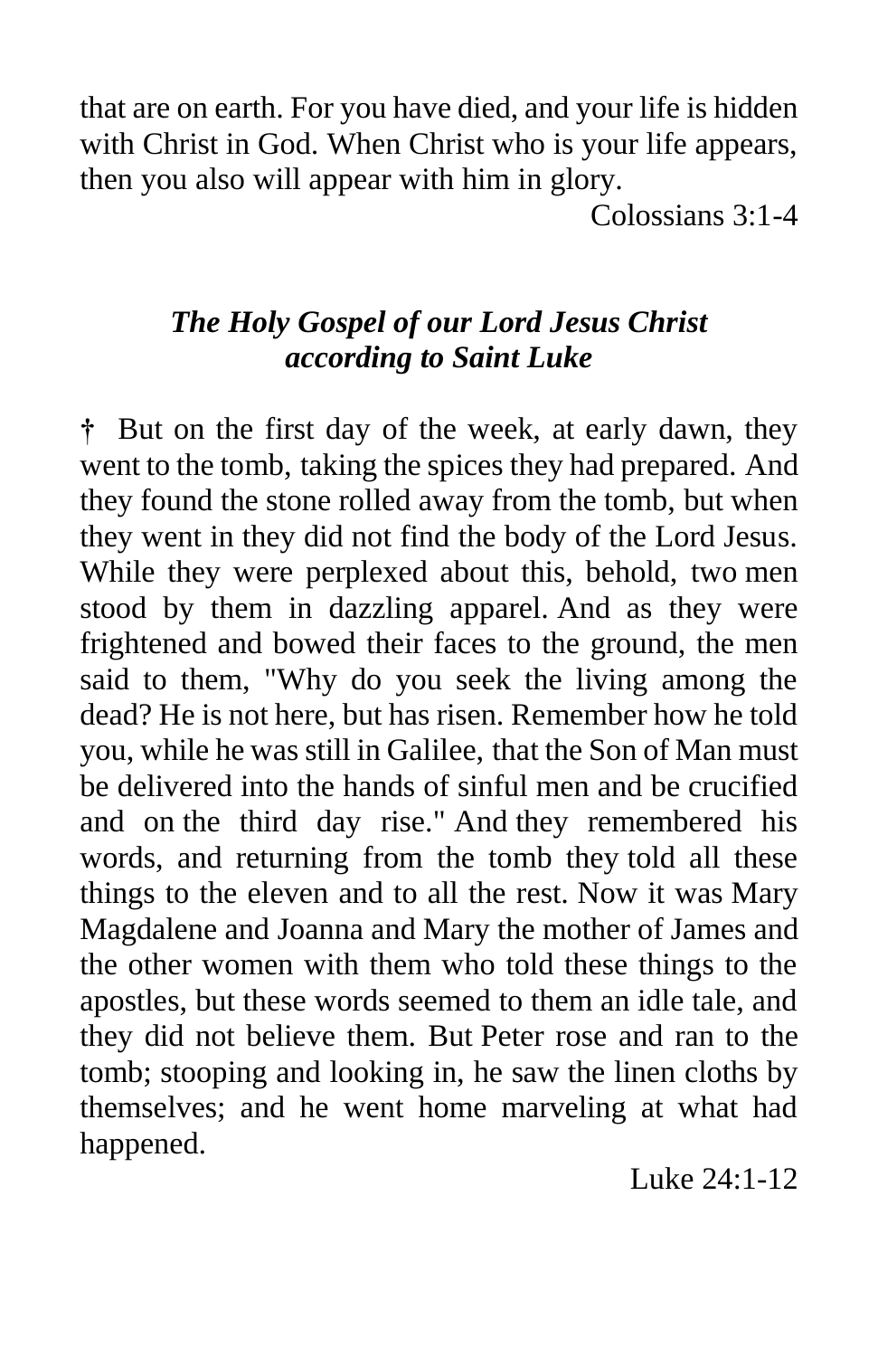that are on earth. For you have died, and your life is hidden with Christ in God. When Christ who is your life appears, then you also will appear with him in glory.

Colossians 3:1-4

## *The Holy Gospel of our Lord Jesus Christ according to Saint Luke*

† But on the first day of the week, at early dawn, they went to the tomb, taking the spices they had prepared. And they found the stone rolled away from the tomb, but when they went in they did not find the body of the Lord Jesus. While they were perplexed about this, behold, two men stood by them in dazzling apparel. And as they were frightened and bowed their faces to the ground, the men said to them, "Why do you seek the living among the dead? He is not here, but has risen. Remember how he told you, while he was still in Galilee, that the Son of Man must be delivered into the hands of sinful men and be crucified and on the third day rise." And they remembered his words, and returning from the tomb they told all these things to the eleven and to all the rest. Now it was Mary Magdalene and Joanna and Mary the mother of James and the other women with them who told these things to the apostles, but these words seemed to them an idle tale, and they did not believe them. But Peter rose and ran to the tomb; stooping and looking in, he saw the linen cloths by themselves; and he went home marveling at what had happened.

Luke 24:1-12